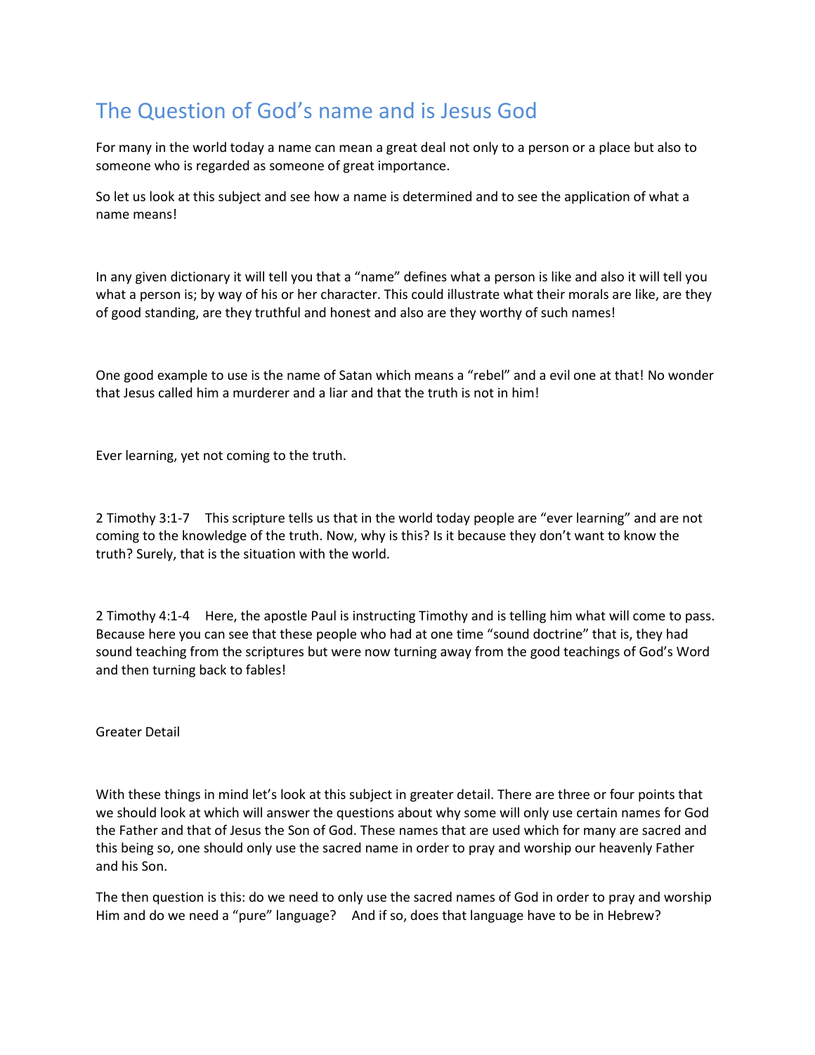# The Question of God's name and is Jesus God

For many in the world today a name can mean a great deal not only to a person or a place but also to someone who is regarded as someone of great importance.

So let us look at this subject and see how a name is determined and to see the application of what a name means!

In any given dictionary it will tell you that a "name" defines what a person is like and also it will tell you what a person is; by way of his or her character. This could illustrate what their morals are like, are they of good standing, are they truthful and honest and also are they worthy of such names!

One good example to use is the name of Satan which means a "rebel" and a evil one at that! No wonder that Jesus called him a murderer and a liar and that the truth is not in him!

Ever learning, yet not coming to the truth.

2 Timothy 3:1-7 This scripture tells us that in the world today people are "ever learning" and are not coming to the knowledge of the truth. Now, why is this? Is it because they don't want to know the truth? Surely, that is the situation with the world.

2 Timothy 4:1-4 Here, the apostle Paul is instructing Timothy and is telling him what will come to pass. Because here you can see that these people who had at one time "sound doctrine" that is, they had sound teaching from the scriptures but were now turning away from the good teachings of God's Word and then turning back to fables!

Greater Detail

With these things in mind let's look at this subject in greater detail. There are three or four points that we should look at which will answer the questions about why some will only use certain names for God the Father and that of Jesus the Son of God. These names that are used which for many are sacred and this being so, one should only use the sacred name in order to pray and worship our heavenly Father and his Son.

The then question is this: do we need to only use the sacred names of God in order to pray and worship Him and do we need a "pure" language? And if so, does that language have to be in Hebrew?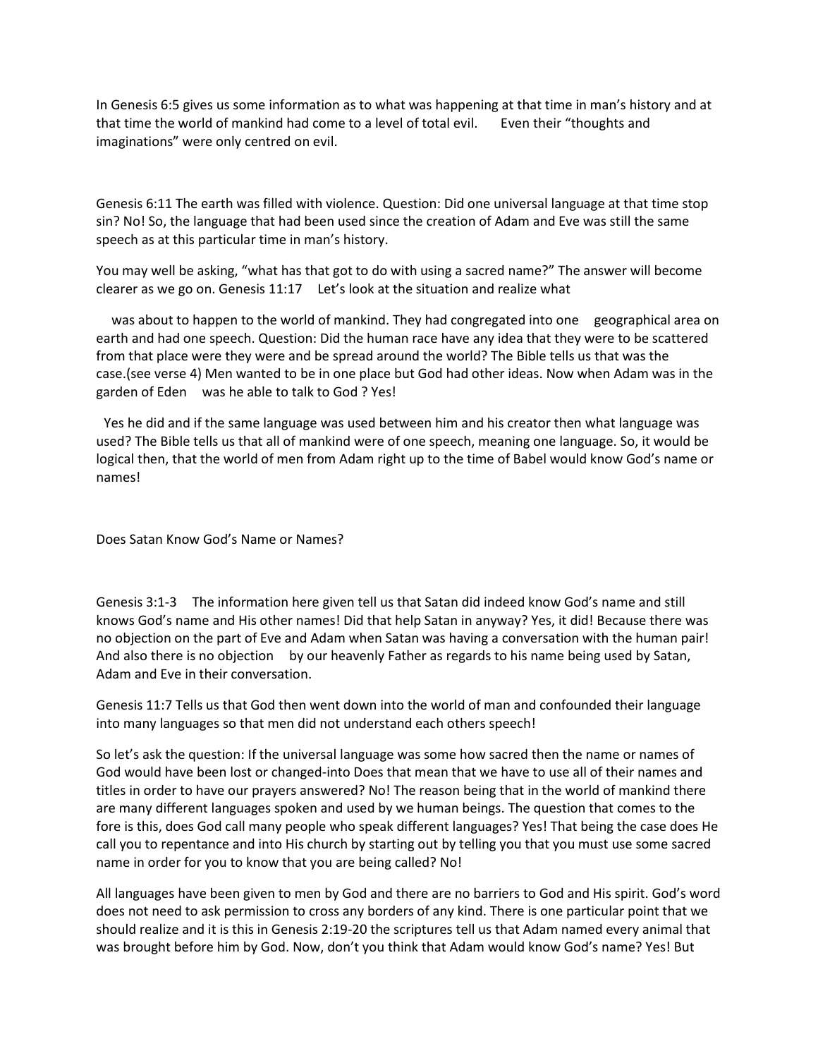In Genesis 6:5 gives us some information as to what was happening at that time in man's history and at that time the world of mankind had come to a level of total evil. Even their "thoughts and imaginations" were only centred on evil.

Genesis 6:11 The earth was filled with violence. Question: Did one universal language at that time stop sin? No! So, the language that had been used since the creation of Adam and Eve was still the same speech as at this particular time in man's history.

You may well be asking, "what has that got to do with using a sacred name?" The answer will become clearer as we go on. Genesis 11:17 Let's look at the situation and realize what

was about to happen to the world of mankind. They had congregated into one geographical area on earth and had one speech. Question: Did the human race have any idea that they were to be scattered from that place were they were and be spread around the world? The Bible tells us that was the case.(see verse 4) Men wanted to be in one place but God had other ideas. Now when Adam was in the garden of Eden was he able to talk to God ? Yes!

Yes he did and if the same language was used between him and his creator then what language was used? The Bible tells us that all of mankind were of one speech, meaning one language. So, it would be logical then, that the world of men from Adam right up to the time of Babel would know God's name or names!

Does Satan Know God's Name or Names?

Genesis 3:1-3 The information here given tell us that Satan did indeed know God's name and still knows God's name and His other names! Did that help Satan in anyway? Yes, it did! Because there was no objection on the part of Eve and Adam when Satan was having a conversation with the human pair! And also there is no objection by our heavenly Father as regards to his name being used by Satan, Adam and Eve in their conversation.

Genesis 11:7 Tells us that God then went down into the world of man and confounded their language into many languages so that men did not understand each others speech!

So let's ask the question: If the universal language was some how sacred then the name or names of God would have been lost or changed-into Does that mean that we have to use all of their names and titles in order to have our prayers answered? No! The reason being that in the world of mankind there are many different languages spoken and used by we human beings. The question that comes to the fore is this, does God call many people who speak different languages? Yes! That being the case does He call you to repentance and into His church by starting out by telling you that you must use some sacred name in order for you to know that you are being called? No!

All languages have been given to men by God and there are no barriers to God and His spirit. God's word does not need to ask permission to cross any borders of any kind. There is one particular point that we should realize and it is this in Genesis 2:19-20 the scriptures tell us that Adam named every animal that was brought before him by God. Now, don't you think that Adam would know God's name? Yes! But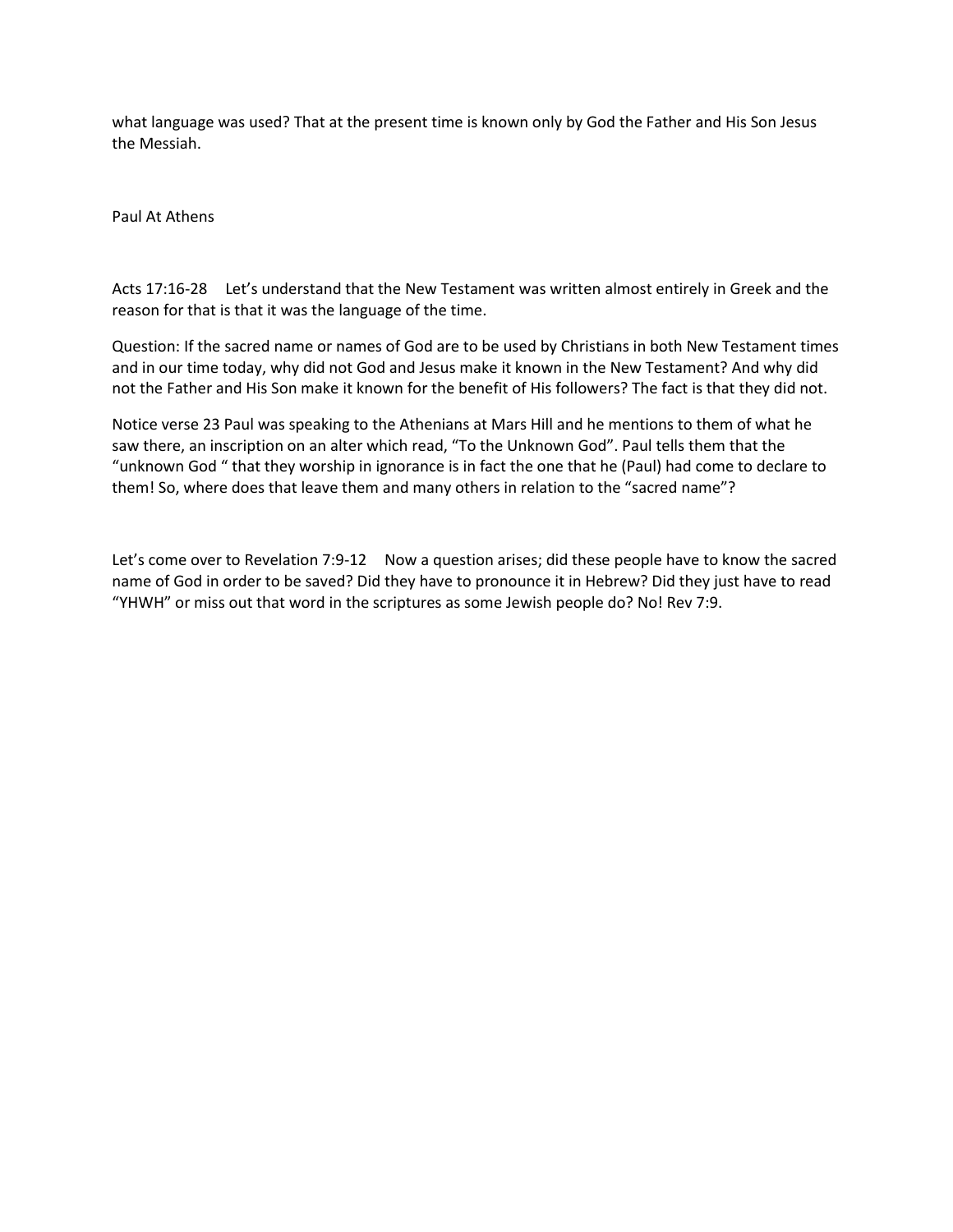what language was used? That at the present time is known only by God the Father and His Son Jesus the Messiah.

## Paul At Athens

Acts 17:16-28 Let's understand that the New Testament was written almost entirely in Greek and the reason for that is that it was the language of the time.

Question: If the sacred name or names of God are to be used by Christians in both New Testament times and in our time today, why did not God and Jesus make it known in the New Testament? And why did not the Father and His Son make it known for the benefit of His followers? The fact is that they did not.

Notice verse 23 Paul was speaking to the Athenians at Mars Hill and he mentions to them of what he saw there, an inscription on an alter which read, "To the Unknown God". Paul tells them that the "unknown God " that they worship in ignorance is in fact the one that he (Paul) had come to declare to them! So, where does that leave them and many others in relation to the "sacred name"?

Let's come over to Revelation 7:9-12 Now a question arises; did these people have to know the sacred name of God in order to be saved? Did they have to pronounce it in Hebrew? Did they just have to read "YHWH" or miss out that word in the scriptures as some Jewish people do? No! Rev 7:9.